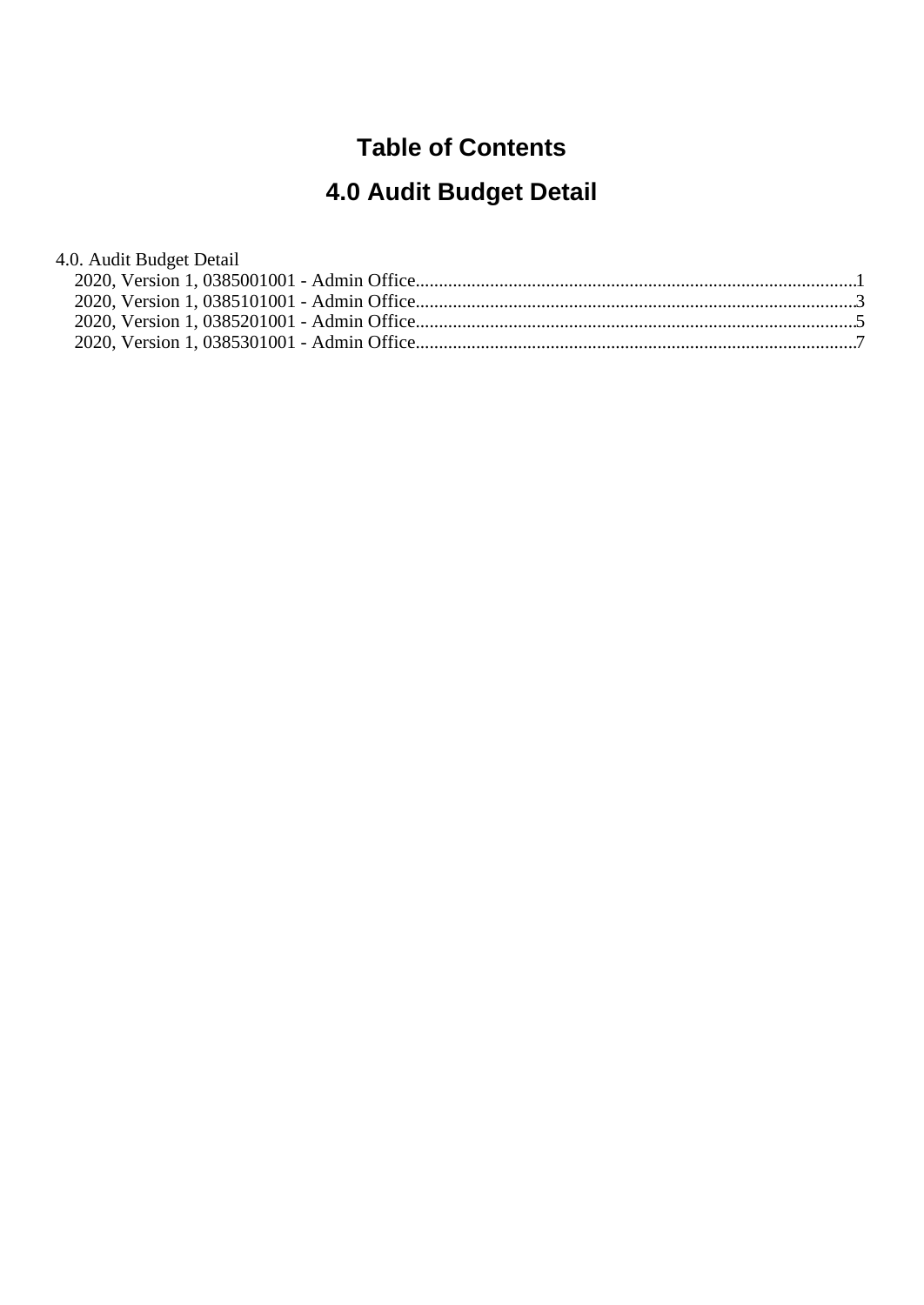# Table of Contents

# 4.0 Audit Budget Detail

4.0. Audit Budget Detail

- 2020, Version 1, 0385001001 - Admin Office..............................................................................................1
- 2020, Version 1, 0385101001 - Admin Office..............................................................................................3
- 2020, Version 1, 0385201001 - Admin Office..............................................................................................5
- 2020, Version 1, 0385301001 - Admin Office..............................................................................................7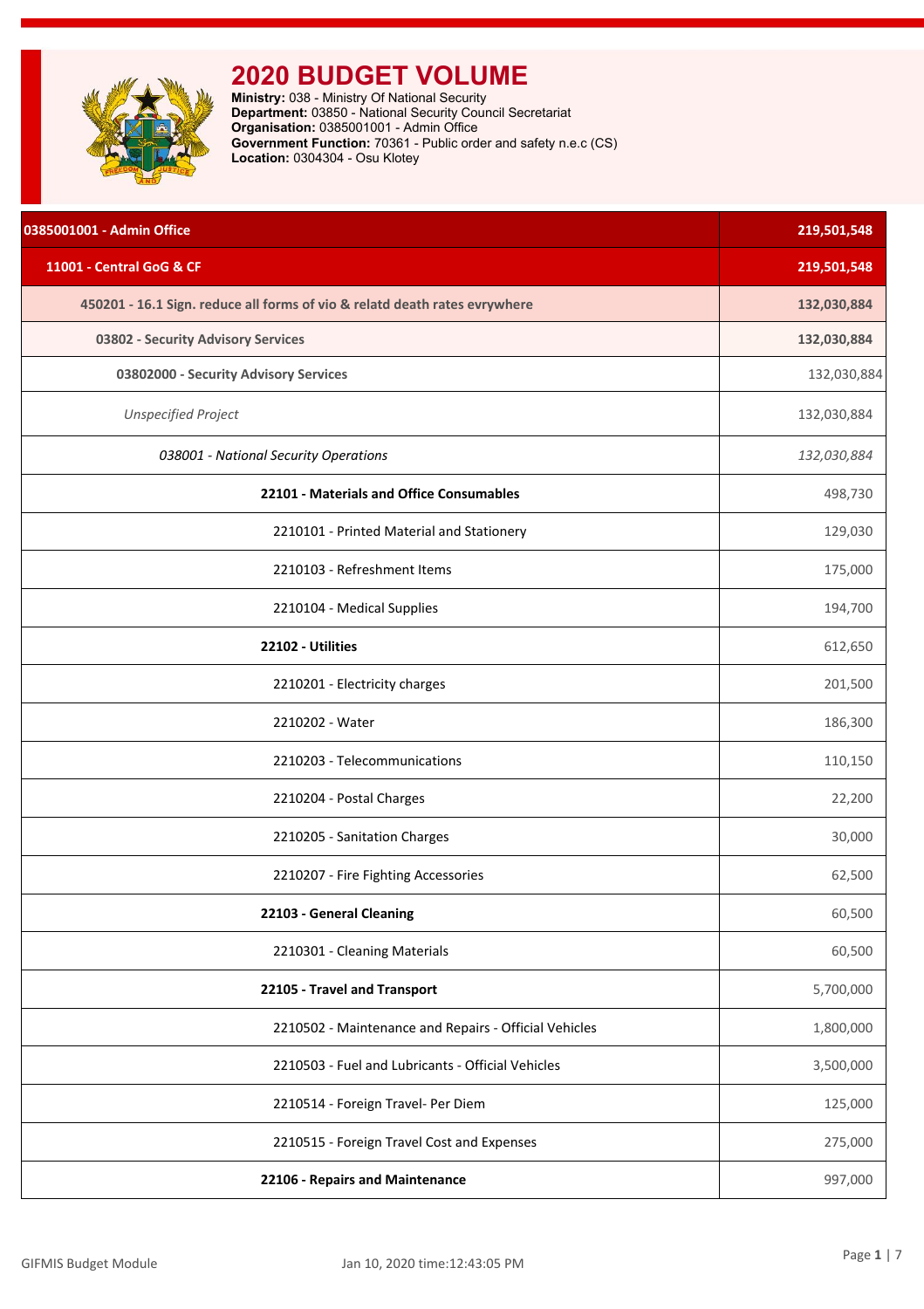# 2020 BUDGET VOLUME

**Ministry:** 038 - Ministry Of National Security
**Department:** 03850 - National Security Council Secretariat
**Organisation:** 0385001001 - Admin Office
**Government Function:** 70361 - Public order and safety n.e.c (CS)
**Location:** 0304304 - Osu Klotey

| Item | Amount |
|---|---|
| **0385001001 - Admin Office** | **219,501,548** |
| **11001 - Central GoG & CF** | **219,501,548** |
| **450201 - 16.1 Sign. reduce all forms of vio & relatd death rates evrywhere** | **132,030,884** |
| **03802 - Security Advisory Services** | **132,030,884** |
| 03802000 - Security Advisory Services | 132,030,884 |
| *Unspecified Project* | 132,030,884 |
| *038001 - National Security Operations* | *132,030,884* |
| **22101 - Materials and Office Consumables** | 498,730 |
| 2210101 - Printed Material and Stationery | 129,030 |
| 2210103 - Refreshment Items | 175,000 |
| 2210104 - Medical Supplies | 194,700 |
| **22102 - Utilities** | 612,650 |
| 2210201 - Electricity charges | 201,500 |
| 2210202 - Water | 186,300 |
| 2210203 - Telecommunications | 110,150 |
| 2210204 - Postal Charges | 22,200 |
| 2210205 - Sanitation Charges | 30,000 |
| 2210207 - Fire Fighting Accessories | 62,500 |
| **22103 - General Cleaning** | 60,500 |
| 2210301 - Cleaning Materials | 60,500 |
| **22105 - Travel and Transport** | 5,700,000 |
| 2210502 - Maintenance and Repairs - Official Vehicles | 1,800,000 |
| 2210503 - Fuel and Lubricants - Official Vehicles | 3,500,000 |
| 2210514 - Foreign Travel- Per Diem | 125,000 |
| 2210515 - Foreign Travel Cost and Expenses | 275,000 |
| **22106 - Repairs and Maintenance** | 997,000 |

GIFMIS Budget Module    Jan 10, 2020 time:12:43:05 PM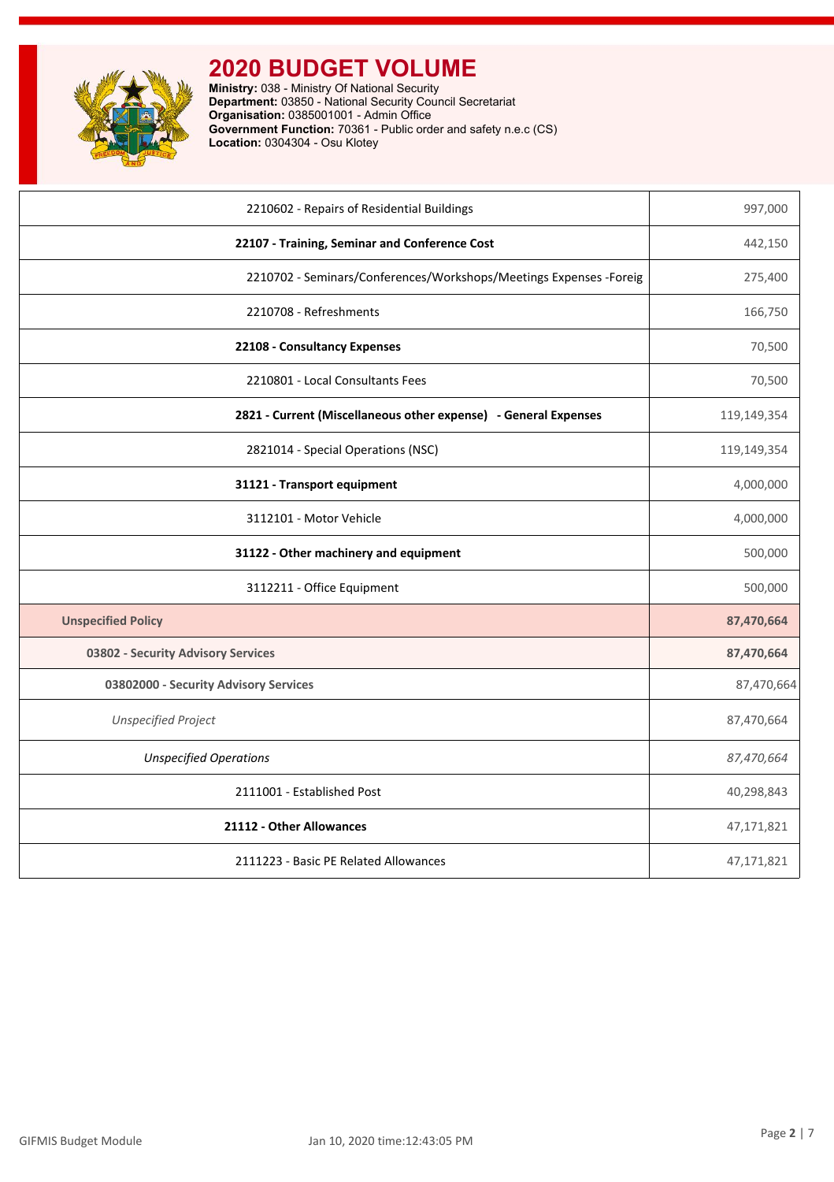# 2020 BUDGET VOLUME

**Ministry:** 038 - Ministry Of National Security
**Department:** 03850 - National Security Council Secretariat
**Organisation:** 0385001001 - Admin Office
**Government Function:** 70361 - Public order and safety n.e.c (CS)
**Location:** 0304304 - Osu Klotey

| | |
|---|---:|
| 2210602 - Repairs of Residential Buildings | 997,000 |
| **22107 - Training, Seminar and Conference Cost** | 442,150 |
| 2210702 - Seminars/Conferences/Workshops/Meetings Expenses -Foreig | 275,400 |
| 2210708 - Refreshments | 166,750 |
| **22108 - Consultancy Expenses** | 70,500 |
| 2210801 - Local Consultants Fees | 70,500 |
| **2821 - Current (Miscellaneous other expense) - General Expenses** | 119,149,354 |
| 2821014 - Special Operations (NSC) | 119,149,354 |
| **31121 - Transport equipment** | 4,000,000 |
| 3112101 - Motor Vehicle | 4,000,000 |
| **31122 - Other machinery and equipment** | 500,000 |
| 3112211 - Office Equipment | 500,000 |
| **Unspecified Policy** | **87,470,664** |
| **03802 - Security Advisory Services** | **87,470,664** |
| **03802000 - Security Advisory Services** | 87,470,664 |
| *Unspecified Project* | 87,470,664 |
| *Unspecified Operations* | *87,470,664* |
| 2111001 - Established Post | 40,298,843 |
| **21112 - Other Allowances** | 47,171,821 |
| 2111223 - Basic PE Related Allowances | 47,171,821 |

GIFMIS Budget Module    Jan 10, 2020 time:12:43:05 PM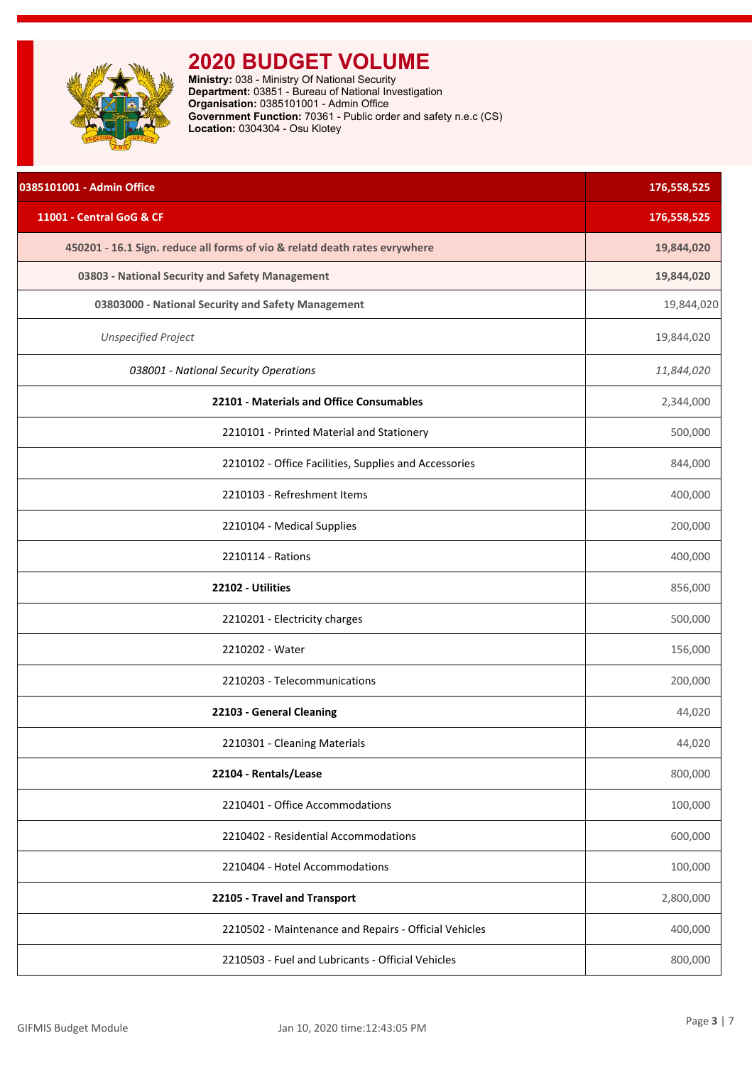# 2020 BUDGET VOLUME

**Ministry:** 038 - Ministry Of National Security
**Department:** 03851 - Bureau of National Investigation
**Organisation:** 0385101001 - Admin Office
**Government Function:** 70361 - Public order and safety n.e.c (CS)
**Location:** 0304304 - Osu Klotey

| 0385101001 - Admin Office | 176,558,525 |
|---|---|
| 11001 - Central GoG & CF | 176,558,525 |
| 450201 - 16.1 Sign. reduce all forms of vio & relatd death rates evrywhere | 19,844,020 |
| 03803 - National Security and Safety Management | 19,844,020 |
| 03803000 - National Security and Safety Management | 19,844,020 |
| *Unspecified Project* | 19,844,020 |
| *038001 - National Security Operations* | *11,844,020* |
| **22101 - Materials and Office Consumables** | 2,344,000 |
| 2210101 - Printed Material and Stationery | 500,000 |
| 2210102 - Office Facilities, Supplies and Accessories | 844,000 |
| 2210103 - Refreshment Items | 400,000 |
| 2210104 - Medical Supplies | 200,000 |
| 2210114 - Rations | 400,000 |
| **22102 - Utilities** | 856,000 |
| 2210201 - Electricity charges | 500,000 |
| 2210202 - Water | 156,000 |
| 2210203 - Telecommunications | 200,000 |
| **22103 - General Cleaning** | 44,020 |
| 2210301 - Cleaning Materials | 44,020 |
| **22104 - Rentals/Lease** | 800,000 |
| 2210401 - Office Accommodations | 100,000 |
| 2210402 - Residential Accommodations | 600,000 |
| 2210404 - Hotel Accommodations | 100,000 |
| **22105 - Travel and Transport** | 2,800,000 |
| 2210502 - Maintenance and Repairs - Official Vehicles | 400,000 |
| 2210503 - Fuel and Lubricants - Official Vehicles | 800,000 |

GIFMIS Budget Module    Jan 10, 2020 time:12:43:05 PM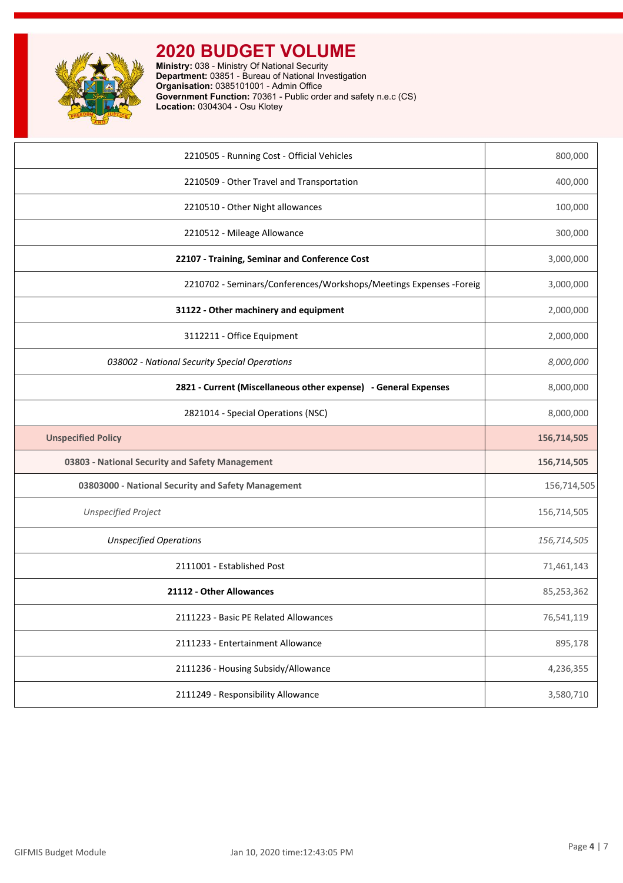# 2020 BUDGET VOLUME

**Ministry:** 038 - Ministry Of National Security
**Department:** 03851 - Bureau of National Investigation
**Organisation:** 0385101001 - Admin Office
**Government Function:** 70361 - Public order and safety n.e.c (CS)
**Location:** 0304304 - Osu Klotey

| | |
|---|---:|
| 2210505 - Running Cost - Official Vehicles | 800,000 |
| 2210509 - Other Travel and Transportation | 400,000 |
| 2210510 - Other Night allowances | 100,000 |
| 2210512 - Mileage Allowance | 300,000 |
| **22107 - Training, Seminar and Conference Cost** | 3,000,000 |
| 2210702 - Seminars/Conferences/Workshops/Meetings Expenses -Foreig | 3,000,000 |
| **31122 - Other machinery and equipment** | 2,000,000 |
| 3112211 - Office Equipment | 2,000,000 |
| *038002 - National Security Special Operations* | *8,000,000* |
| **2821 - Current (Miscellaneous other expense) - General Expenses** | 8,000,000 |
| 2821014 - Special Operations (NSC) | 8,000,000 |
| **Unspecified Policy** | **156,714,505** |
| **03803 - National Security and Safety Management** | **156,714,505** |
| **03803000 - National Security and Safety Management** | 156,714,505 |
| *Unspecified Project* | 156,714,505 |
| *Unspecified Operations* | *156,714,505* |
| 2111001 - Established Post | 71,461,143 |
| **21112 - Other Allowances** | 85,253,362 |
| 2111223 - Basic PE Related Allowances | 76,541,119 |
| 2111233 - Entertainment Allowance | 895,178 |
| 2111236 - Housing Subsidy/Allowance | 4,236,355 |
| 2111249 - Responsibility Allowance | 3,580,710 |

GIFMIS Budget Module — Jan 10, 2020 time:12:43:05 PM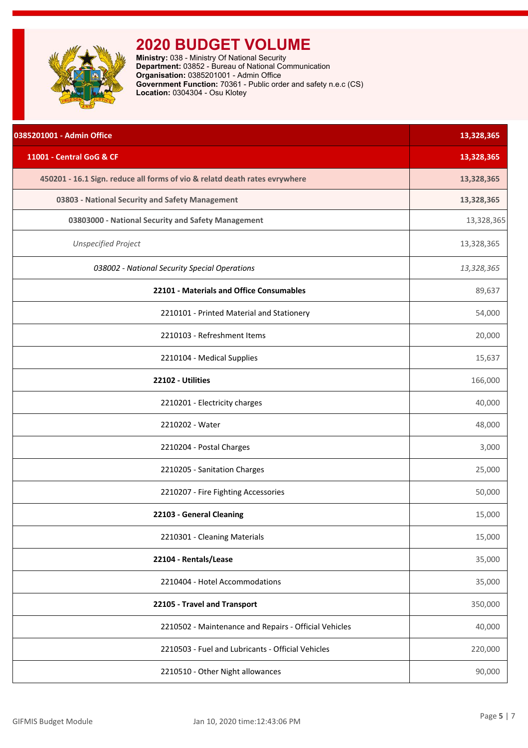# 2020 BUDGET VOLUME

**Ministry:** 038 - Ministry Of National Security
**Department:** 03852 - Bureau of National Communication
**Organisation:** 0385201001 - Admin Office
**Government Function:** 70361 - Public order and safety n.e.c (CS)
**Location:** 0304304 - Osu Klotey

| Item | Amount |
|---|---|
| **0385201001 - Admin Office** | **13,328,365** |
| **11001 - Central GoG & CF** | **13,328,365** |
| **450201 - 16.1 Sign. reduce all forms of vio & relatd death rates evrywhere** | **13,328,365** |
| **03803 - National Security and Safety Management** | **13,328,365** |
| **03803000 - National Security and Safety Management** | 13,328,365 |
| *Unspecified Project* | 13,328,365 |
| *038002 - National Security Special Operations* | *13,328,365* |
| **22101 - Materials and Office Consumables** | 89,637 |
| 2210101 - Printed Material and Stationery | 54,000 |
| 2210103 - Refreshment Items | 20,000 |
| 2210104 - Medical Supplies | 15,637 |
| **22102 - Utilities** | 166,000 |
| 2210201 - Electricity charges | 40,000 |
| 2210202 - Water | 48,000 |
| 2210204 - Postal Charges | 3,000 |
| 2210205 - Sanitation Charges | 25,000 |
| 2210207 - Fire Fighting Accessories | 50,000 |
| **22103 - General Cleaning** | 15,000 |
| 2210301 - Cleaning Materials | 15,000 |
| **22104 - Rentals/Lease** | 35,000 |
| 2210404 - Hotel Accommodations | 35,000 |
| **22105 - Travel and Transport** | 350,000 |
| 2210502 - Maintenance and Repairs - Official Vehicles | 40,000 |
| 2210503 - Fuel and Lubricants - Official Vehicles | 220,000 |
| 2210510 - Other Night allowances | 90,000 |

GIFMIS Budget Module — Jan 10, 2020 time:12:43:06 PM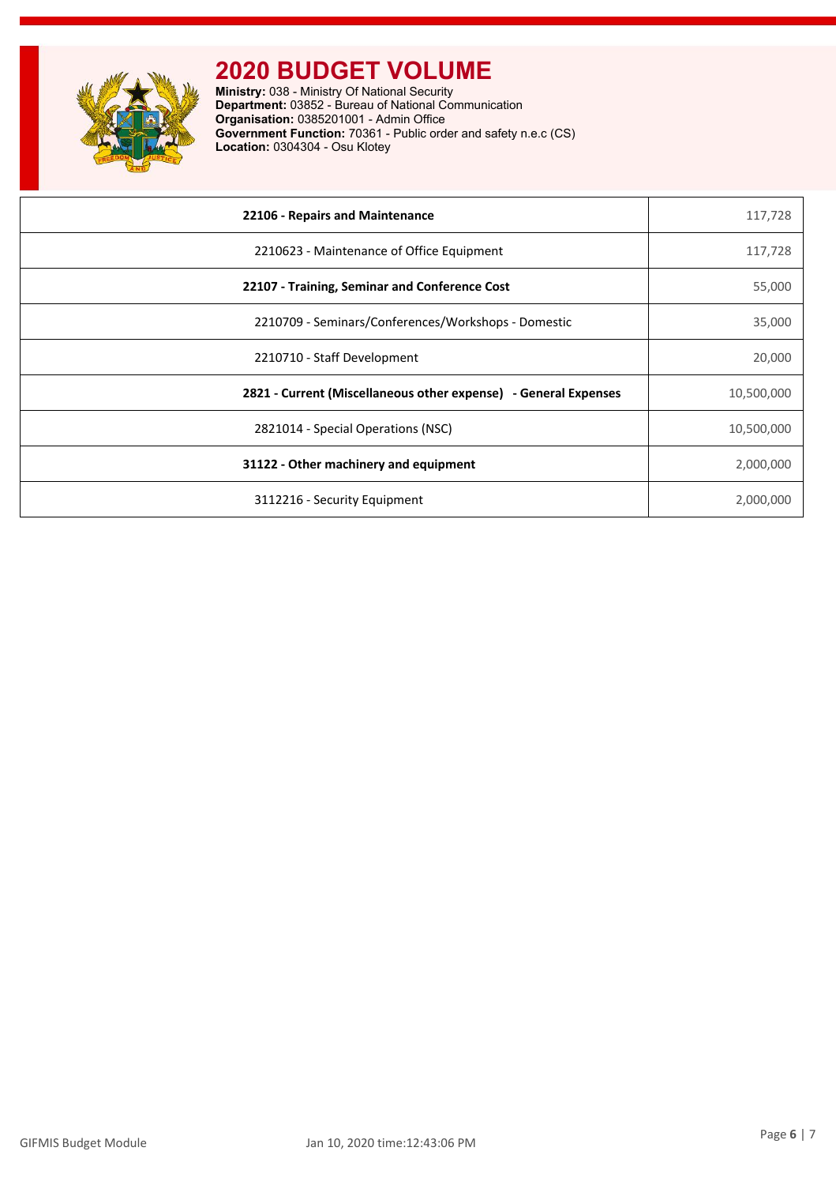# 2020 BUDGET VOLUME

**Ministry:** 038 - Ministry Of National Security
**Department:** 03852 - Bureau of National Communication
**Organisation:** 0385201001 - Admin Office
**Government Function:** 70361 - Public order and safety n.e.c (CS)
**Location:** 0304304 - Osu Klotey

| | |
|---|---|
| **22106 - Repairs and Maintenance** | 117,728 |
| 2210623 - Maintenance of Office Equipment | 117,728 |
| **22107 - Training, Seminar and Conference Cost** | 55,000 |
| 2210709 - Seminars/Conferences/Workshops - Domestic | 35,000 |
| 2210710 - Staff Development | 20,000 |
| **2821 - Current (Miscellaneous other expense) - General Expenses** | 10,500,000 |
| 2821014 - Special Operations (NSC) | 10,500,000 |
| **31122 - Other machinery and equipment** | 2,000,000 |
| 3112216 - Security Equipment | 2,000,000 |

GIFMIS Budget Module Jan 10, 2020 time:12:43:06 PM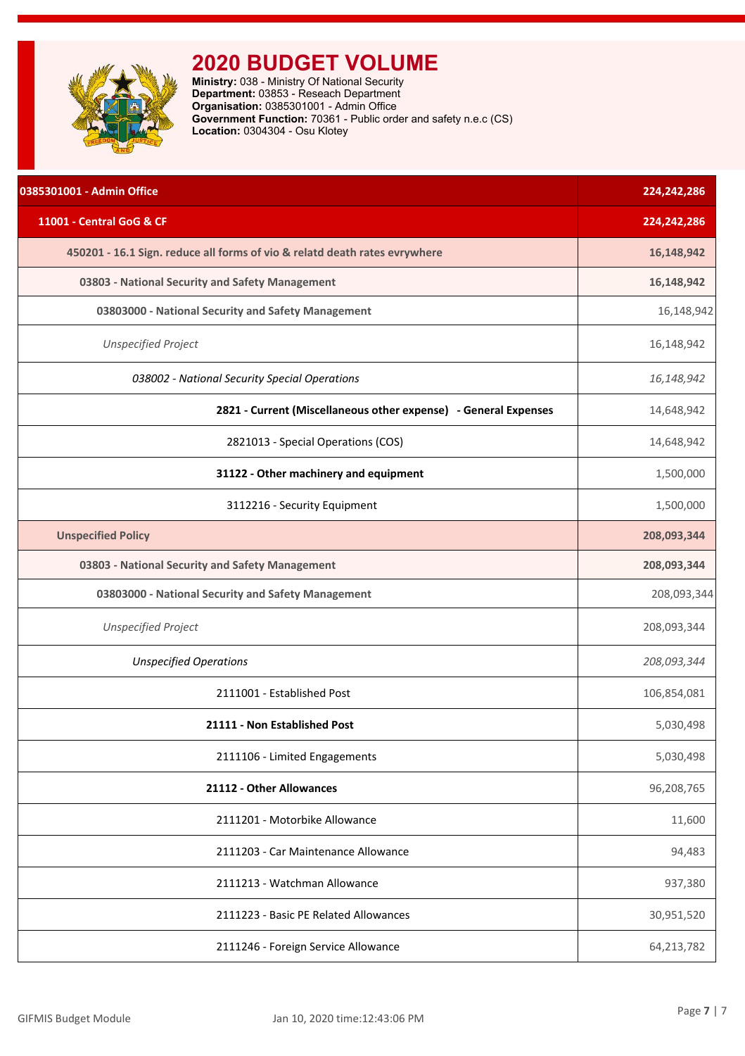# 2020 BUDGET VOLUME

**Ministry:** 038 - Ministry Of National Security
**Department:** 03853 - Reseach Department
**Organisation:** 0385301001 - Admin Office
**Government Function:** 70361 - Public order and safety n.e.c (CS)
**Location:** 0304304 - Osu Klotey

| | |
|---|---|
| **0385301001 - Admin Office** | **224,242,286** |
| **11001 - Central GoG & CF** | **224,242,286** |
| **450201 - 16.1 Sign. reduce all forms of vio & relatd death rates evrywhere** | **16,148,942** |
| **03803 - National Security and Safety Management** | **16,148,942** |
| **03803000 - National Security and Safety Management** | 16,148,942 |
| *Unspecified Project* | 16,148,942 |
| *038002 - National Security Special Operations* | *16,148,942* |
| **2821 - Current (Miscellaneous other expense) - General Expenses** | 14,648,942 |
| 2821013 - Special Operations (COS) | 14,648,942 |
| **31122 - Other machinery and equipment** | 1,500,000 |
| 3112216 - Security Equipment | 1,500,000 |
| **Unspecified Policy** | **208,093,344** |
| **03803 - National Security and Safety Management** | **208,093,344** |
| **03803000 - National Security and Safety Management** | 208,093,344 |
| *Unspecified Project* | 208,093,344 |
| *Unspecified Operations* | *208,093,344* |
| 2111001 - Established Post | 106,854,081 |
| **21111 - Non Established Post** | 5,030,498 |
| 2111106 - Limited Engagements | 5,030,498 |
| **21112 - Other Allowances** | 96,208,765 |
| 2111201 - Motorbike Allowance | 11,600 |
| 2111203 - Car Maintenance Allowance | 94,483 |
| 2111213 - Watchman Allowance | 937,380 |
| 2111223 - Basic PE Related Allowances | 30,951,520 |
| 2111246 - Foreign Service Allowance | 64,213,782 |

GIFMIS Budget Module Jan 10, 2020 time:12:43:06 PM